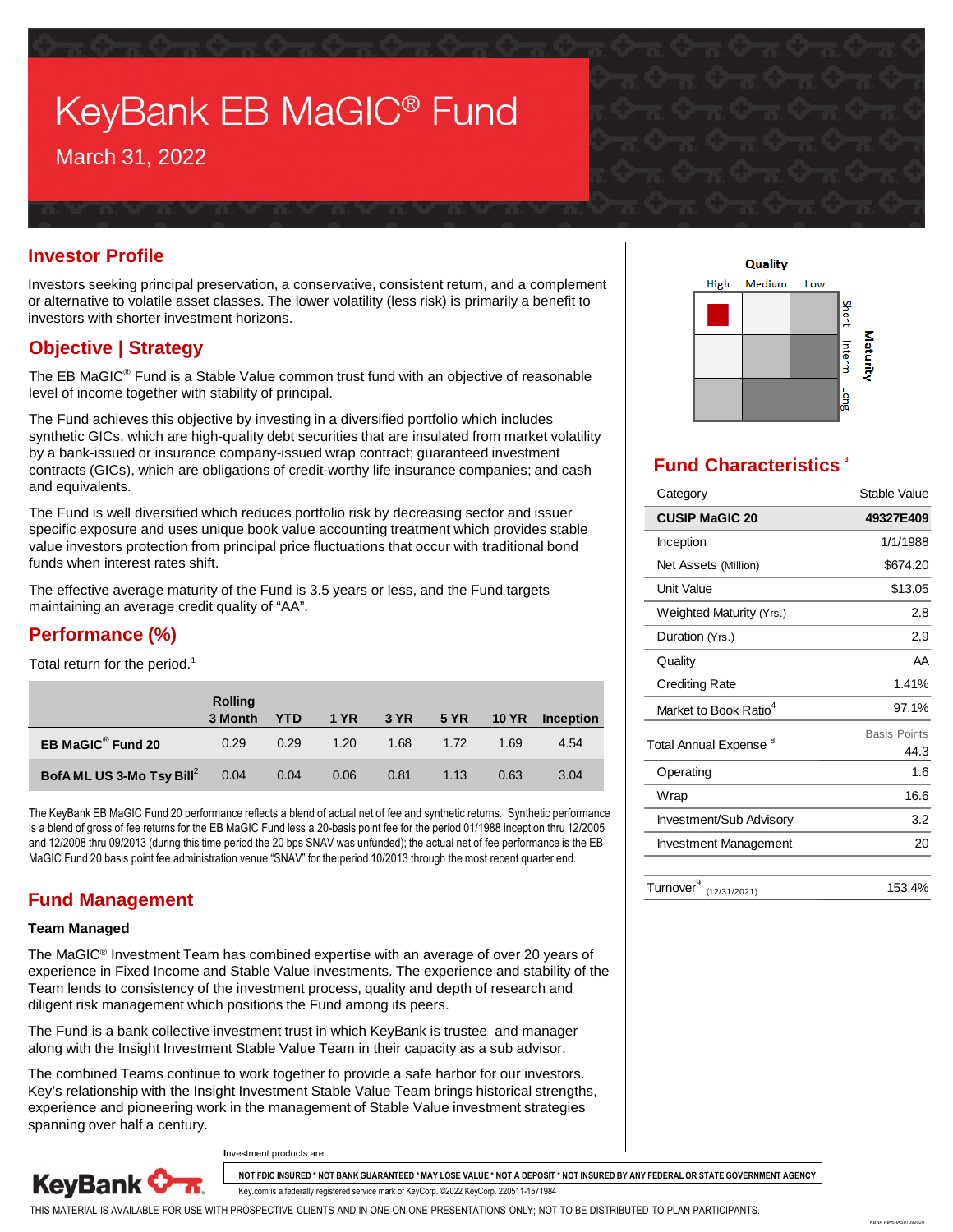# KeyBank EB MaGIC® Fund

March 31, 2022

## Investor Profile

Investors seeking principal preservation, a conservative, consistent return, and a complement or alternative to volatile asset classes. The lower volatility (less risk) is primarily a benefit to investors with shorter investment horizons.

## Objective | Strategy

The EB MaGIC® Fund is a Stable Value common trust fund with an objective of reasonable level of income together with stability of principal.

The Fund achieves this objective by investing in a diversified portfolio which includes synthetic GICs, which are high-quality debt securities that are insulated from market volatility by a bank-issued or insurance company-issued wrap contract; guaranteed investment contracts (GICs), which are obligations of credit-worthy life insurance companies; and cash and equivalents.

The Fund is well diversified which reduces portfolio risk by decreasing sector and issuer specific exposure and uses unique book value accounting treatment which provides stable value investors protection from principal price fluctuations that occur with traditional bond funds when interest rates shift.

The effective average maturity of the Fund is 3.5 years or less, and the Fund targets maintaining an average credit quality of "AA".

## Performance (%)

Total return for the period.[1]

| | Rolling 3 Month | YTD | 1 YR | 3 YR | 5 YR | 10 YR | Inception |
|---|---|---|---|---|---|---|---|
| **EB MaGIC® Fund 20** | 0.29 | 0.29 | 1.20 | 1.68 | 1.72 | 1.69 | 4.54 |
| **BofA ML US 3-Mo Tsy Bill[2]** | 0.04 | 0.04 | 0.06 | 0.81 | 1.13 | 0.63 | 3.04 |

The KeyBank EB MaGIC Fund 20 performance reflects a blend of actual net of fee and synthetic returns. Synthetic performance is a blend of gross of fee returns for the EB MaGIC Fund less a 20-basis point fee for the period 01/1988 inception thru 12/2005 and 12/2008 thru 09/2013 (during this time period the 20 bps SNAV was unfunded); the actual net of fee performance is the EB MaGIC Fund 20 basis point fee administration venue "SNAV" for the period 10/2013 through the most recent quarter end.

## Fund Management

**Team Managed**

The MaGIC® Investment Team has combined expertise with an average of over 20 years of experience in Fixed Income and Stable Value investments. The experience and stability of the Team lends to consistency of the investment process, quality and depth of research and diligent risk management which positions the Fund among its peers.

The Fund is a bank collective investment trust in which KeyBank is trustee and manager along with the Insight Investment Stable Value Team in their capacity as a sub advisor.

The combined Teams continue to work together to provide a safe harbor for our investors. Key's relationship with the Insight Investment Stable Value Team brings historical strengths, experience and pioneering work in the management of Stable Value investment strategies spanning over half a century.

Quality
High Medium Low
Maturity
Short Interm Long

## Fund Characteristics[3]

| | |
|---|---|
| Category | Stable Value |
| **CUSIP MaGIC 20** | **49327E409** |
| Inception | 1/1/1988 |
| Net Assets (Million) | $674.20 |
| Unit Value | $13.05 |
| Weighted Maturity (Yrs.) | 2.8 |
| Duration (Yrs.) | 2.9 |
| Quality | AA |
| Crediting Rate | 1.41% |
| Market to Book Ratio[4] | 97.1% |
| Total Annual Expense[8] | Basis Points 44.3 |
| Operating | 1.6 |
| Wrap | 16.6 |
| Investment/Sub Advisory | 3.2 |
| Investment Management | 20 |
| Turnover[9] (12/31/2021) | 153.4% |

Investment products are:

NOT FDIC INSURED * NOT BANK GUARANTEED * MAY LOSE VALUE * NOT A DEPOSIT * NOT INSURED BY ANY FEDERAL OR STATE GOVERNMENT AGENCY

Key.com is a federally registered service mark of KeyCorp. ©2022 KeyCorp. 220511-1571984

THIS MATERIAL IS AVAILABLE FOR USE WITH PROSPECTIVE CLIENTS AND IN ONE-ON-ONE PRESENTATIONS ONLY; NOT TO BE DISTRIBUTED TO PLAN PARTICIPANTS.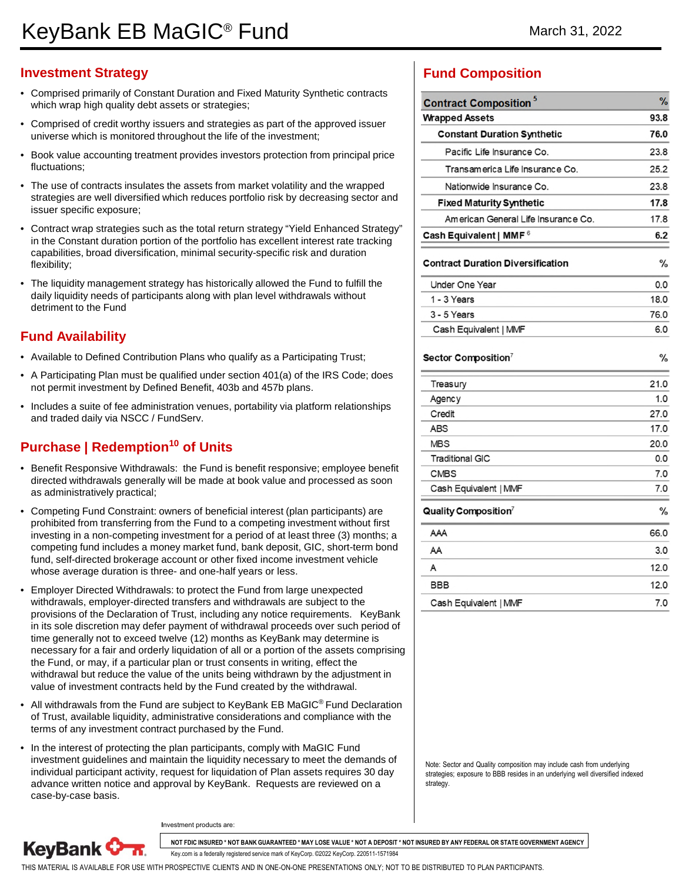# KeyBank EB MaGIC® Fund

March 31, 2022

## Investment Strategy

- Comprised primarily of Constant Duration and Fixed Maturity Synthetic contracts which wrap high quality debt assets or strategies;
- Comprised of credit worthy issuers and strategies as part of the approved issuer universe which is monitored throughout the life of the investment;
- Book value accounting treatment provides investors protection from principal price fluctuations;
- The use of contracts insulates the assets from market volatility and the wrapped strategies are well diversified which reduces portfolio risk by decreasing sector and issuer specific exposure;
- Contract wrap strategies such as the total return strategy "Yield Enhanced Strategy" in the Constant duration portion of the portfolio has excellent interest rate tracking capabilities, broad diversification, minimal security-specific risk and duration flexibility;
- The liquidity management strategy has historically allowed the Fund to fulfill the daily liquidity needs of participants along with plan level withdrawals without detriment to the Fund

## Fund Availability

- Available to Defined Contribution Plans who qualify as a Participating Trust;
- A Participating Plan must be qualified under section 401(a) of the IRS Code; does not permit investment by Defined Benefit, 403b and 457b plans.
- Includes a suite of fee administration venues, portability via platform relationships and traded daily via NSCC / FundServ.

## Purchase | Redemption[10] of Units

- Benefit Responsive Withdrawals: the Fund is benefit responsive; employee benefit directed withdrawals generally will be made at book value and processed as soon as administratively practical;
- Competing Fund Constraint: owners of beneficial interest (plan participants) are prohibited from transferring from the Fund to a competing investment without first investing in a non-competing investment for a period of at least three (3) months; a competing fund includes a money market fund, bank deposit, GIC, short-term bond fund, self-directed brokerage account or other fixed income investment vehicle whose average duration is three- and one-half years or less.
- Employer Directed Withdrawals: to protect the Fund from large unexpected withdrawals, employer-directed transfers and withdrawals are subject to the provisions of the Declaration of Trust, including any notice requirements. KeyBank in its sole discretion may defer payment of withdrawal proceeds over such period of time generally not to exceed twelve (12) months as KeyBank may determine is necessary for a fair and orderly liquidation of all or a portion of the assets comprising the Fund, or may, if a particular plan or trust consents in writing, effect the withdrawal but reduce the value of the units being withdrawn by the adjustment in value of investment contracts held by the Fund created by the withdrawal.
- All withdrawals from the Fund are subject to KeyBank EB MaGIC® Fund Declaration of Trust, available liquidity, administrative considerations and compliance with the terms of any investment contract purchased by the Fund.
- In the interest of protecting the plan participants, comply with MaGIC Fund investment guidelines and maintain the liquidity necessary to meet the demands of individual participant activity, request for liquidation of Plan assets requires 30 day advance written notice and approval by KeyBank. Requests are reviewed on a case-by-case basis.

## Fund Composition

| Contract Composition[5] | % |
|---|---|
| **Wrapped Assets** | **93.8** |
| **Constant Duration Synthetic** | **76.0** |
| Pacific Life Insurance Co. | 23.8 |
| Transamerica Life Insurance Co. | 25.2 |
| Nationwide Insurance Co. | 23.8 |
| **Fixed Maturity Synthetic** | **17.8** |
| American General Life Insurance Co. | 17.8 |
| **Cash Equivalent \| MMF[6]** | **6.2** |

| Contract Duration Diversification | % |
|---|---|
| Under One Year | 0.0 |
| 1 - 3 Years | 18.0 |
| 3 - 5 Years | 76.0 |
| Cash Equivalent \| MMF | 6.0 |

| Sector Composition[7] | % |
|---|---|
| Treasury | 21.0 |
| Agency | 1.0 |
| Credit | 27.0 |
| ABS | 17.0 |
| MBS | 20.0 |
| Traditional GIC | 0.0 |
| CMBS | 7.0 |
| Cash Equivalent \| MMF | 7.0 |

| Quality Composition[7] | % |
|---|---|
| AAA | 66.0 |
| AA | 3.0 |
| A | 12.0 |
| BBB | 12.0 |
| Cash Equivalent \| MMF | 7.0 |

Note: Sector and Quality composition may include cash from underlying strategies; exposure to BBB resides in an underlying well diversified indexed strategy.

Investment products are:

NOT FDIC INSURED * NOT BANK GUARANTEED * MAY LOSE VALUE * NOT A DEPOSIT * NOT INSURED BY ANY FEDERAL OR STATE GOVERNMENT AGENCY

Key.com is a federally registered service mark of KeyCorp. ©2022 KeyCorp. 220511-1571984

THIS MATERIAL IS AVAILABLE FOR USE WITH PROSPECTIVE CLIENTS AND IN ONE-ON-ONE PRESENTATIONS ONLY; NOT TO BE DISTRIBUTED TO PLAN PARTICIPANTS.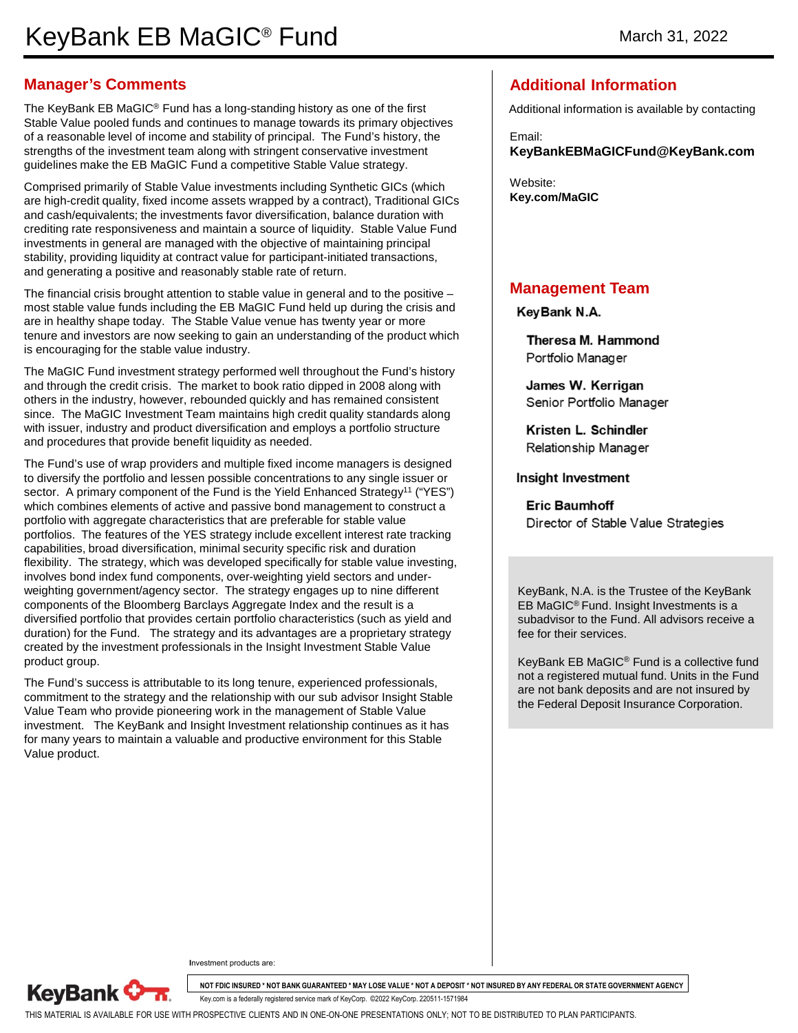# KeyBank EB MaGIC® Fund

March 31, 2022

## Manager's Comments

The KeyBank EB MaGIC® Fund has a long-standing history as one of the first Stable Value pooled funds and continues to manage towards its primary objectives of a reasonable level of income and stability of principal. The Fund's history, the strengths of the investment team along with stringent conservative investment guidelines make the EB MaGIC Fund a competitive Stable Value strategy.

Comprised primarily of Stable Value investments including Synthetic GICs (which are high-credit quality, fixed income assets wrapped by a contract), Traditional GICs and cash/equivalents; the investments favor diversification, balance duration with crediting rate responsiveness and maintain a source of liquidity. Stable Value Fund investments in general are managed with the objective of maintaining principal stability, providing liquidity at contract value for participant-initiated transactions, and generating a positive and reasonably stable rate of return.

The financial crisis brought attention to stable value in general and to the positive – most stable value funds including the EB MaGIC Fund held up during the crisis and are in healthy shape today. The Stable Value venue has twenty year or more tenure and investors are now seeking to gain an understanding of the product which is encouraging for the stable value industry.

The MaGIC Fund investment strategy performed well throughout the Fund's history and through the credit crisis. The market to book ratio dipped in 2008 along with others in the industry, however, rebounded quickly and has remained consistent since. The MaGIC Investment Team maintains high credit quality standards along with issuer, industry and product diversification and employs a portfolio structure and procedures that provide benefit liquidity as needed.

The Fund's use of wrap providers and multiple fixed income managers is designed to diversify the portfolio and lessen possible concentrations to any single issuer or sector. A primary component of the Fund is the Yield Enhanced Strategy[11] ("YES") which combines elements of active and passive bond management to construct a portfolio with aggregate characteristics that are preferable for stable value portfolios. The features of the YES strategy include excellent interest rate tracking capabilities, broad diversification, minimal security specific risk and duration flexibility. The strategy, which was developed specifically for stable value investing, involves bond index fund components, over-weighting yield sectors and under-weighting government/agency sector. The strategy engages up to nine different components of the Bloomberg Barclays Aggregate Index and the result is a diversified portfolio that provides certain portfolio characteristics (such as yield and duration) for the Fund. The strategy and its advantages are a proprietary strategy created by the investment professionals in the Insight Investment Stable Value product group.

The Fund's success is attributable to its long tenure, experienced professionals, commitment to the strategy and the relationship with our sub advisor Insight Stable Value Team who provide pioneering work in the management of Stable Value investment. The KeyBank and Insight Investment relationship continues as it has for many years to maintain a valuable and productive environment for this Stable Value product.

## Additional Information

Additional information is available by contacting

Email:
**KeyBankEBMaGICFund@KeyBank.com**

Website:
**Key.com/MaGIC**

## Management Team

**KeyBank N.A.**

**Theresa M. Hammond**
Portfolio Manager

**James W. Kerrigan**
Senior Portfolio Manager

**Kristen L. Schindler**
Relationship Manager

**Insight Investment**

**Eric Baumhoff**
Director of Stable Value Strategies

KeyBank, N.A. is the Trustee of the KeyBank EB MaGIC® Fund. Insight Investments is a subadvisor to the Fund. All advisors receive a fee for their services.

KeyBank EB MaGIC® Fund is a collective fund not a registered mutual fund. Units in the Fund are not bank deposits and are not insured by the Federal Deposit Insurance Corporation.

Investment products are:

NOT FDIC INSURED * NOT BANK GUARANTEED * MAY LOSE VALUE * NOT A DEPOSIT * NOT INSURED BY ANY FEDERAL OR STATE GOVERNMENT AGENCY

Key.com is a federally registered service mark of KeyCorp. ©2022 KeyCorp. 220511-1571984

THIS MATERIAL IS AVAILABLE FOR USE WITH PROSPECTIVE CLIENTS AND IN ONE-ON-ONE PRESENTATIONS ONLY; NOT TO BE DISTRIBUTED TO PLAN PARTICIPANTS.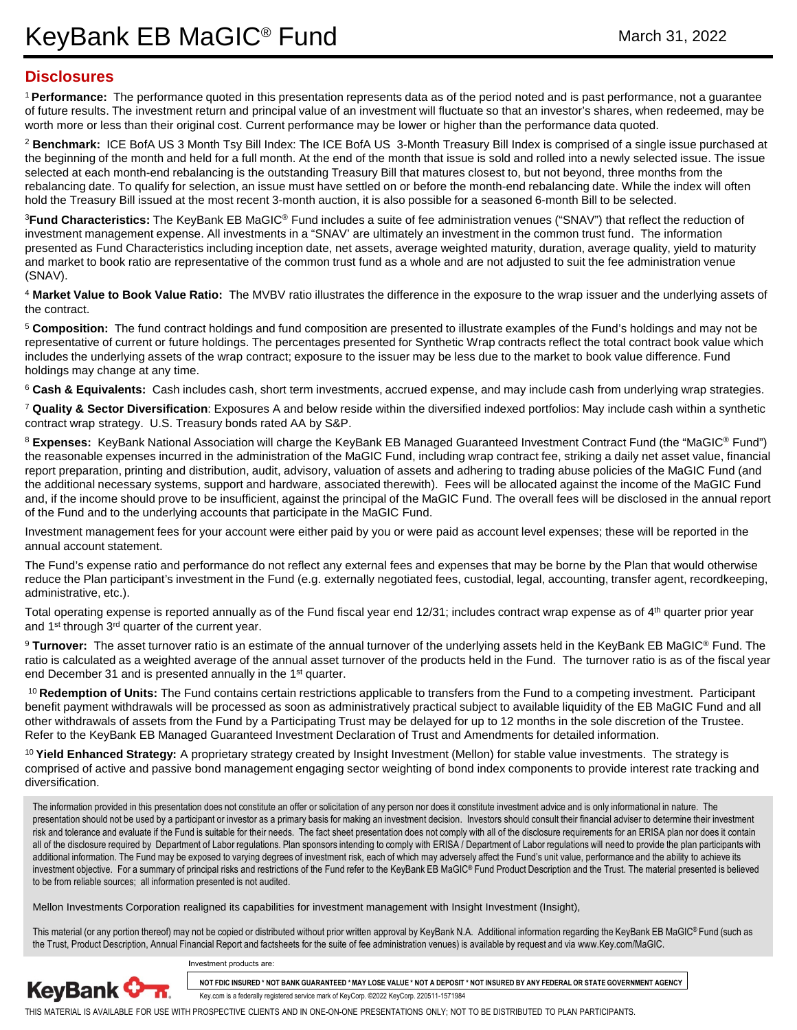# KeyBank EB MaGIC® Fund

March 31, 2022

## Disclosures

[1] **Performance:** The performance quoted in this presentation represents data as of the period noted and is past performance, not a guarantee of future results. The investment return and principal value of an investment will fluctuate so that an investor's shares, when redeemed, may be worth more or less than their original cost. Current performance may be lower or higher than the performance data quoted.

[2] **Benchmark:** ICE BofA US 3 Month Tsy Bill Index: The ICE BofA US 3-Month Treasury Bill Index is comprised of a single issue purchased at the beginning of the month and held for a full month. At the end of the month that issue is sold and rolled into a newly selected issue. The issue selected at each month-end rebalancing is the outstanding Treasury Bill that matures closest to, but not beyond, three months from the rebalancing date. To qualify for selection, an issue must have settled on or before the month-end rebalancing date. While the index will often hold the Treasury Bill issued at the most recent 3-month auction, it is also possible for a seasoned 6-month Bill to be selected.

[3] **Fund Characteristics:** The KeyBank EB MaGIC® Fund includes a suite of fee administration venues ("SNAV") that reflect the reduction of investment management expense. All investments in a "SNAV' are ultimately an investment in the common trust fund. The information presented as Fund Characteristics including inception date, net assets, average weighted maturity, duration, average quality, yield to maturity and market to book ratio are representative of the common trust fund as a whole and are not adjusted to suit the fee administration venue (SNAV).

[4] **Market Value to Book Value Ratio:** The MVBV ratio illustrates the difference in the exposure to the wrap issuer and the underlying assets of the contract.

[5] **Composition:** The fund contract holdings and fund composition are presented to illustrate examples of the Fund's holdings and may not be representative of current or future holdings. The percentages presented for Synthetic Wrap contracts reflect the total contract book value which includes the underlying assets of the wrap contract; exposure to the issuer may be less due to the market to book value difference. Fund holdings may change at any time.

[6] **Cash & Equivalents:** Cash includes cash, short term investments, accrued expense, and may include cash from underlying wrap strategies.

[7] **Quality & Sector Diversification**: Exposures A and below reside within the diversified indexed portfolios: May include cash within a synthetic contract wrap strategy. U.S. Treasury bonds rated AA by S&P.

[8] **Expenses:** KeyBank National Association will charge the KeyBank EB Managed Guaranteed Investment Contract Fund (the "MaGIC® Fund") the reasonable expenses incurred in the administration of the MaGIC Fund, including wrap contract fee, striking a daily net asset value, financial report preparation, printing and distribution, audit, advisory, valuation of assets and adhering to trading abuse policies of the MaGIC Fund (and the additional necessary systems, support and hardware, associated therewith). Fees will be allocated against the income of the MaGIC Fund and, if the income should prove to be insufficient, against the principal of the MaGIC Fund. The overall fees will be disclosed in the annual report of the Fund and to the underlying accounts that participate in the MaGIC Fund.

Investment management fees for your account were either paid by you or were paid as account level expenses; these will be reported in the annual account statement.

The Fund's expense ratio and performance do not reflect any external fees and expenses that may be borne by the Plan that would otherwise reduce the Plan participant's investment in the Fund (e.g. externally negotiated fees, custodial, legal, accounting, transfer agent, recordkeeping, administrative, etc.).

Total operating expense is reported annually as of the Fund fiscal year end 12/31; includes contract wrap expense as of 4th quarter prior year and 1st through 3rd quarter of the current year.

[9] **Turnover:** The asset turnover ratio is an estimate of the annual turnover of the underlying assets held in the KeyBank EB MaGIC® Fund. The ratio is calculated as a weighted average of the annual asset turnover of the products held in the Fund. The turnover ratio is as of the fiscal year end December 31 and is presented annually in the 1st quarter.

[10] **Redemption of Units:** The Fund contains certain restrictions applicable to transfers from the Fund to a competing investment. Participant benefit payment withdrawals will be processed as soon as administratively practical subject to available liquidity of the EB MaGIC Fund and all other withdrawals of assets from the Fund by a Participating Trust may be delayed for up to 12 months in the sole discretion of the Trustee. Refer to the KeyBank EB Managed Guaranteed Investment Declaration of Trust and Amendments for detailed information.

[10] **Yield Enhanced Strategy:** A proprietary strategy created by Insight Investment (Mellon) for stable value investments. The strategy is comprised of active and passive bond management engaging sector weighting of bond index components to provide interest rate tracking and diversification.

The information provided in this presentation does not constitute an offer or solicitation of any person nor does it constitute investment advice and is only informational in nature. The presentation should not be used by a participant or investor as a primary basis for making an investment decision. Investors should consult their financial adviser to determine their investment risk and tolerance and evaluate if the Fund is suitable for their needs. The fact sheet presentation does not comply with all of the disclosure requirements for an ERISA plan nor does it contain all of the disclosure required by Department of Labor regulations. Plan sponsors intending to comply with ERISA / Department of Labor regulations will need to provide the plan participants with additional information. The Fund may be exposed to varying degrees of investment risk, each of which may adversely affect the Fund's unit value, performance and the ability to achieve its investment objective. For a summary of principal risks and restrictions of the Fund refer to the KeyBank EB MaGIC® Fund Product Description and the Trust. The material presented is believed to be from reliable sources; all information presented is not audited.

Mellon Investments Corporation realigned its capabilities for investment management with Insight Investment (Insight),

This material (or any portion thereof) may not be copied or distributed without prior written approval by KeyBank N.A. Additional information regarding the KeyBank EB MaGIC® Fund (such as the Trust, Product Description, Annual Financial Report and factsheets for the suite of fee administration venues) is available by request and via www.Key.com/MaGIC.

KeyBank

Investment products are:

**NOT FDIC INSURED * NOT BANK GUARANTEED * MAY LOSE VALUE * NOT A DEPOSIT * NOT INSURED BY ANY FEDERAL OR STATE GOVERNMENT AGENCY**

Key.com is a federally registered service mark of KeyCorp. ©2022 KeyCorp. 220511-1571984

THIS MATERIAL IS AVAILABLE FOR USE WITH PROSPECTIVE CLIENTS AND IN ONE-ON-ONE PRESENTATIONS ONLY; NOT TO BE DISTRIBUTED TO PLAN PARTICIPANTS.